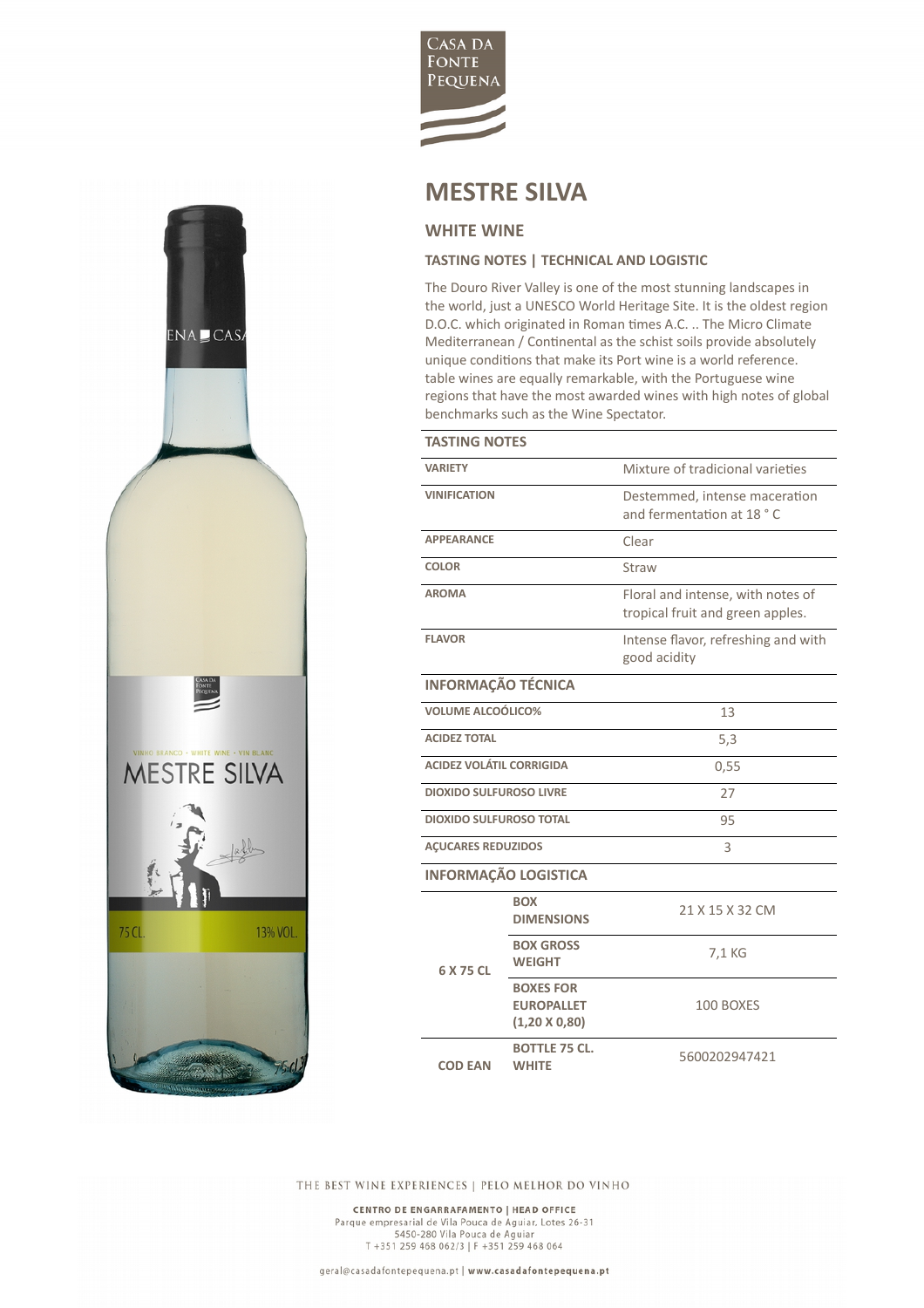CASA DA FONTE PEQUENA

# MESTRE SILVA

## WHITE WINE

### TASTING NOTES | TECHNICAL AND LOGISTIC

The Douro River Valley is one of the most stunning landscapes in the world, just a UNESCO World Heritage Site. It is the oldest region D.O.C. which originated in Roman times A.C. .. The Micro Climate Mediterranean / Continental as the schist soils provide absolutely unique conditions that make its Port wine is a world reference. table wines are equally remarkable, with the Portuguese wine regions that have the most awarded wines with high notes of global benchmarks such as the Wine Spectator.

| TASTING NOTES | |
|---|---|
| VARIETY | Mixture of tradicional varieties |
| VINIFICATION | Destemmed, intense maceration and fermentation at 18 ° C |
| APPEARANCE | Clear |
| COLOR | Straw |
| AROMA | Floral and intense, with notes of tropical fruit and green apples. |
| FLAVOR | Intense flavor, refreshing and with good acidity |

| INFORMAÇÃO TÉCNICA | |
|---|---|
| VOLUME ALCOÓLICO% | 13 |
| ACIDEZ TOTAL | 5,3 |
| ACIDEZ VOLÁTIL CORRIGIDA | 0,55 |
| DIOXIDO SULFUROSO LIVRE | 27 |
| DIOXIDO SULFUROSO TOTAL | 95 |
| AÇUCARES REDUZIDOS | 3 |

| INFORMAÇÃO LOGISTICA | | |
|---|---|---|
| 6 X 75 CL | BOX DIMENSIONS | 21 X 15 X 32 CM |
| | BOX GROSS WEIGHT | 7,1 KG |
| | BOXES FOR EUROPALLET (1,20 X 0,80) | 100 BOXES |
| COD EAN | BOTTLE 75 CL. WHITE | 5600202947421 |

THE BEST WINE EXPERIENCES | PELO MELHOR DO VINHO

**CENTRO DE ENGARRAFAMENTO | HEAD OFFICE**
Parque empresarial de Vila Pouca de Aguiar, Lotes 26-31
5450-280 Vila Pouca de Aguiar
T +351 259 468 062/3 | F +351 259 468 064

geral@casadafontepequena.pt | **www.casadafontepequena.pt**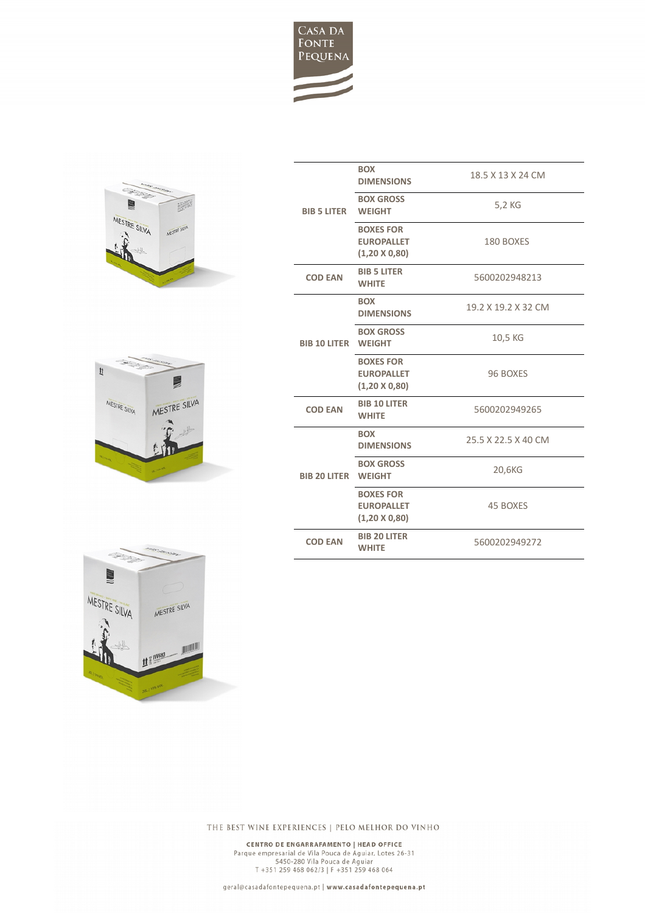# Casa da Fonte Pequena

| | | |
|---|---|---|
| **BIB 5 LITER** | **BOX DIMENSIONS** | 18.5 X 13 X 24 CM |
| | **BOX GROSS WEIGHT** | 5,2 KG |
| | **BOXES FOR EUROPALLET (1,20 X 0,80)** | 180 BOXES |
| **COD EAN** | **BIB 5 LITER WHITE** | 5600202948213 |
| **BIB 10 LITER** | **BOX DIMENSIONS** | 19.2 X 19.2 X 32 CM |
| | **BOX GROSS WEIGHT** | 10,5 KG |
| | **BOXES FOR EUROPALLET (1,20 X 0,80)** | 96 BOXES |
| **COD EAN** | **BIB 10 LITER WHITE** | 5600202949265 |
| **BIB 20 LITER** | **BOX DIMENSIONS** | 25.5 X 22.5 X 40 CM |
| | **BOX GROSS WEIGHT** | 20,6KG |
| | **BOXES FOR EUROPALLET (1,20 X 0,80)** | 45 BOXES |
| **COD EAN** | **BIB 20 LITER WHITE** | 5600202949272 |

THE BEST WINE EXPERIENCES | PELO MELHOR DO VINHO

**CENTRO DE ENGARRAFAMENTO | HEAD OFFICE**
Parque empresarial de Vila Pouca de Aguiar, Lotes 26-31
5450-280 Vila Pouca de Aguiar
T +351 259 468 062/3 | F +351 259 468 064

geral@casadafontepequena.pt | **www.casadafontepequena.pt**